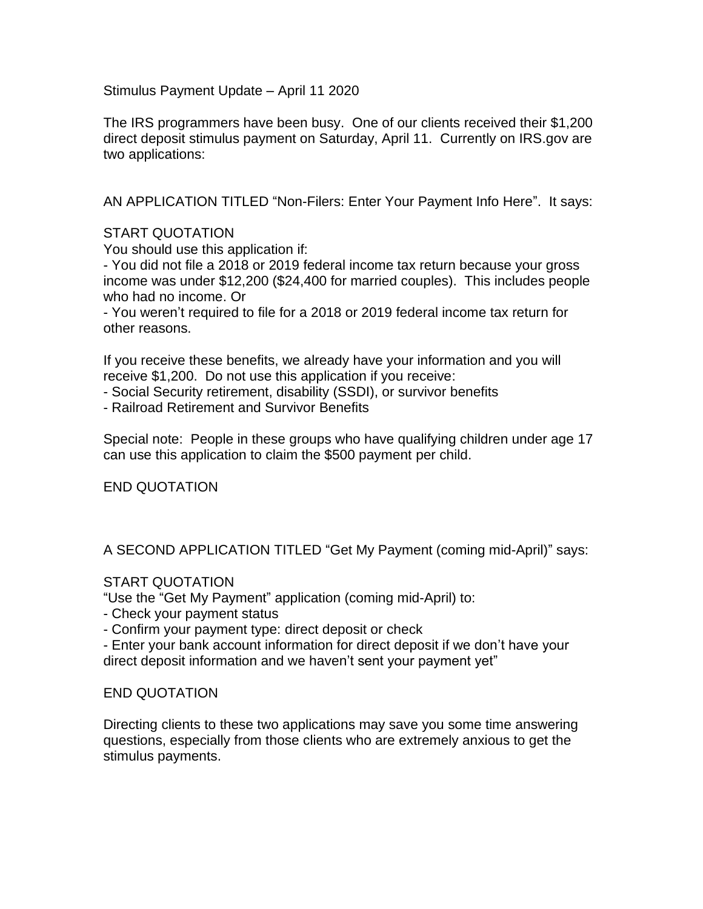Stimulus Payment Update – April 11 2020

The IRS programmers have been busy. One of our clients received their $1,200 direct deposit stimulus payment on Saturday, April 11. Currently on IRS.gov are two applications:

AN APPLICATION TITLED "Non-Filers: Enter Your Payment Info Here". It says:

START QUOTATION

You should use this application if:

- You did not file a 2018 or 2019 federal income tax return because your gross income was under $12,200 ($24,400 for married couples). This includes people who had no income. Or
- You weren't required to file for a 2018 or 2019 federal income tax return for other reasons.

If you receive these benefits, we already have your information and you will receive $1,200. Do not use this application if you receive:

- Social Security retirement, disability (SSDI), or survivor benefits
- Railroad Retirement and Survivor Benefits

Special note: People in these groups who have qualifying children under age 17 can use this application to claim the $500 payment per child.

END QUOTATION

A SECOND APPLICATION TITLED "Get My Payment (coming mid-April)" says:

START QUOTATION

"Use the "Get My Payment" application (coming mid-April) to:

- Check your payment status
- Confirm your payment type: direct deposit or check
- Enter your bank account information for direct deposit if we don't have your direct deposit information and we haven't sent your payment yet"

END QUOTATION

Directing clients to these two applications may save you some time answering questions, especially from those clients who are extremely anxious to get the stimulus payments.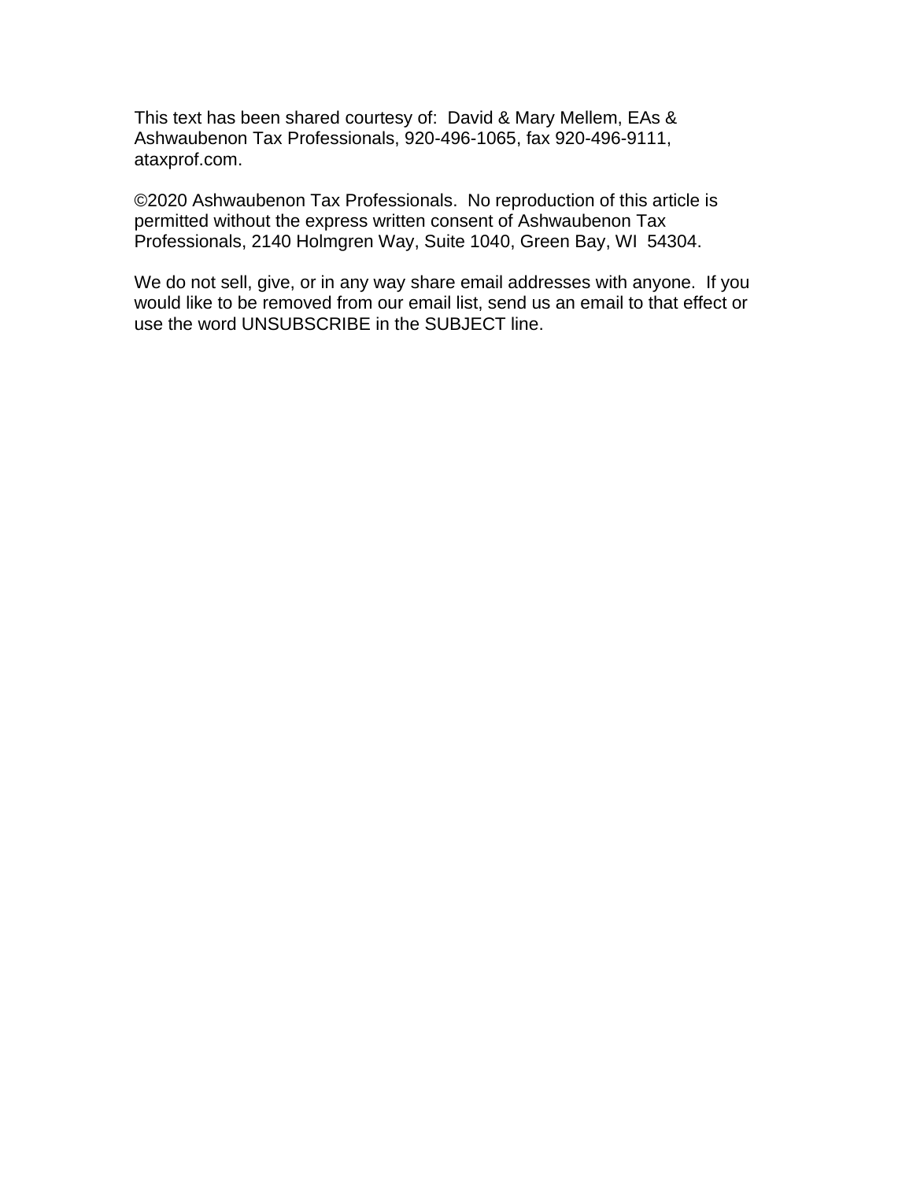This text has been shared courtesy of: David & Mary Mellem, EAs & Ashwaubenon Tax Professionals, 920-496-1065, fax 920-496-9111, ataxprof.com.

©2020 Ashwaubenon Tax Professionals. No reproduction of this article is permitted without the express written consent of Ashwaubenon Tax Professionals, 2140 Holmgren Way, Suite 1040, Green Bay, WI 54304.

We do not sell, give, or in any way share email addresses with anyone. If you would like to be removed from our email list, send us an email to that effect or use the word UNSUBSCRIBE in the SUBJECT line.